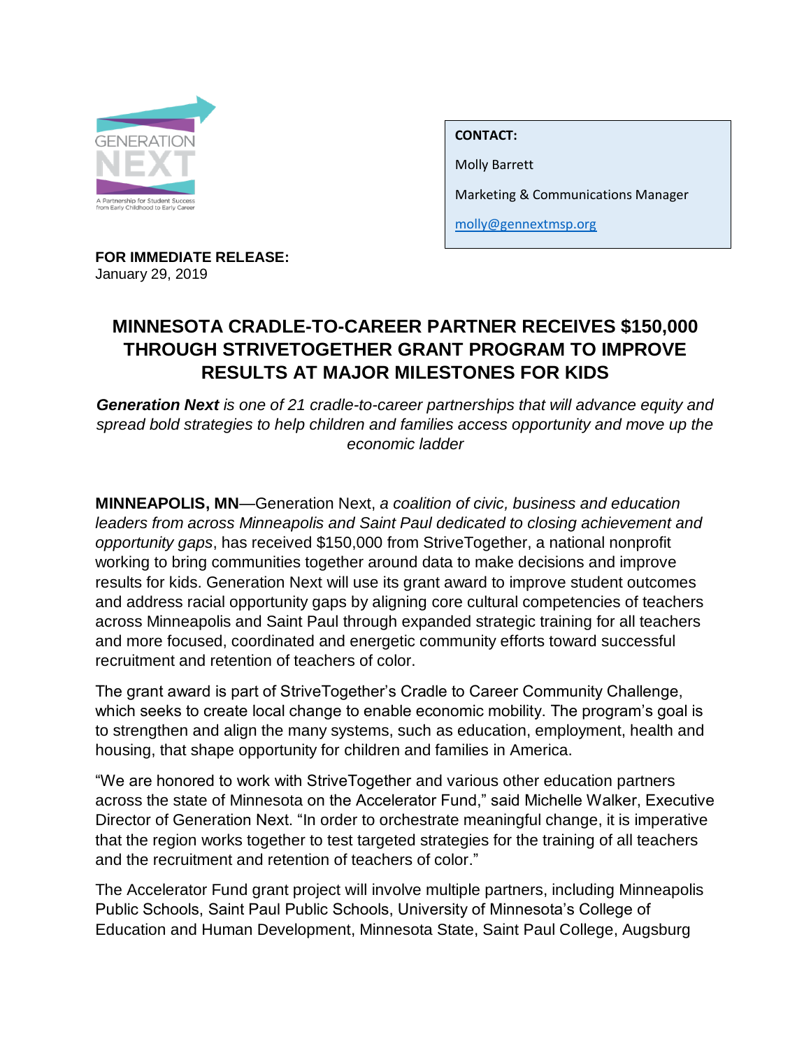GENERATION NEXT

A Partnership for Student Success from Early Childhood to Early Career

**CONTACT:**

Molly Barrett

Marketing & Communications Manager

molly@gennextmsp.org

**FOR IMMEDIATE RELEASE:**
January 29, 2019

# MINNESOTA CRADLE-TO-CAREER PARTNER RECEIVES $150,000 THROUGH STRIVETOGETHER GRANT PROGRAM TO IMPROVE RESULTS AT MAJOR MILESTONES FOR KIDS

***Generation Next*** *is one of 21 cradle-to-career partnerships that will advance equity and spread bold strategies to help children and families access opportunity and move up the economic ladder*

**MINNEAPOLIS, MN**—Generation Next, *a coalition of civic, business and education leaders from across Minneapolis and Saint Paul dedicated to closing achievement and opportunity gaps*, has received $150,000 from StriveTogether, a national nonprofit working to bring communities together around data to make decisions and improve results for kids. Generation Next will use its grant award to improve student outcomes and address racial opportunity gaps by aligning core cultural competencies of teachers across Minneapolis and Saint Paul through expanded strategic training for all teachers and more focused, coordinated and energetic community efforts toward successful recruitment and retention of teachers of color.

The grant award is part of StriveTogether's Cradle to Career Community Challenge, which seeks to create local change to enable economic mobility. The program's goal is to strengthen and align the many systems, such as education, employment, health and housing, that shape opportunity for children and families in America.

"We are honored to work with StriveTogether and various other education partners across the state of Minnesota on the Accelerator Fund," said Michelle Walker, Executive Director of Generation Next. "In order to orchestrate meaningful change, it is imperative that the region works together to test targeted strategies for the training of all teachers and the recruitment and retention of teachers of color."

The Accelerator Fund grant project will involve multiple partners, including Minneapolis Public Schools, Saint Paul Public Schools, University of Minnesota's College of Education and Human Development, Minnesota State, Saint Paul College, Augsburg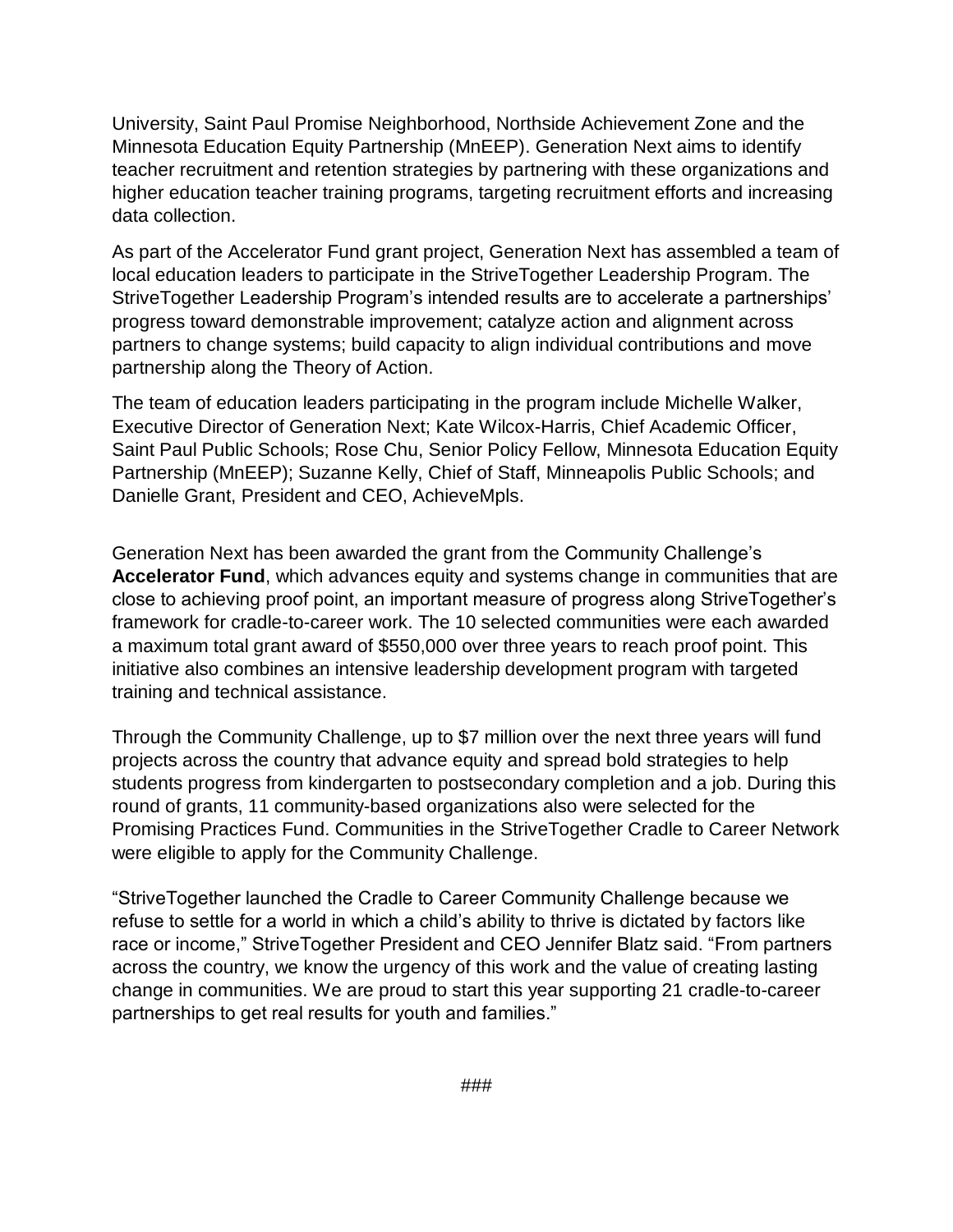University, Saint Paul Promise Neighborhood, Northside Achievement Zone and the Minnesota Education Equity Partnership (MnEEP). Generation Next aims to identify teacher recruitment and retention strategies by partnering with these organizations and higher education teacher training programs, targeting recruitment efforts and increasing data collection.

As part of the Accelerator Fund grant project, Generation Next has assembled a team of local education leaders to participate in the StriveTogether Leadership Program. The StriveTogether Leadership Program's intended results are to accelerate a partnerships' progress toward demonstrable improvement; catalyze action and alignment across partners to change systems; build capacity to align individual contributions and move partnership along the Theory of Action.

The team of education leaders participating in the program include Michelle Walker, Executive Director of Generation Next; Kate Wilcox-Harris, Chief Academic Officer, Saint Paul Public Schools; Rose Chu, Senior Policy Fellow, Minnesota Education Equity Partnership (MnEEP); Suzanne Kelly, Chief of Staff, Minneapolis Public Schools; and Danielle Grant, President and CEO, AchieveMpls.

Generation Next has been awarded the grant from the Community Challenge's **Accelerator Fund**, which advances equity and systems change in communities that are close to achieving proof point, an important measure of progress along StriveTogether's framework for cradle-to-career work. The 10 selected communities were each awarded a maximum total grant award of $550,000 over three years to reach proof point. This initiative also combines an intensive leadership development program with targeted training and technical assistance.

Through the Community Challenge, up to $7 million over the next three years will fund projects across the country that advance equity and spread bold strategies to help students progress from kindergarten to postsecondary completion and a job. During this round of grants, 11 community-based organizations also were selected for the Promising Practices Fund. Communities in the StriveTogether Cradle to Career Network were eligible to apply for the Community Challenge.

"StriveTogether launched the Cradle to Career Community Challenge because we refuse to settle for a world in which a child's ability to thrive is dictated by factors like race or income," StriveTogether President and CEO Jennifer Blatz said. "From partners across the country, we know the urgency of this work and the value of creating lasting change in communities. We are proud to start this year supporting 21 cradle-to-career partnerships to get real results for youth and families."

###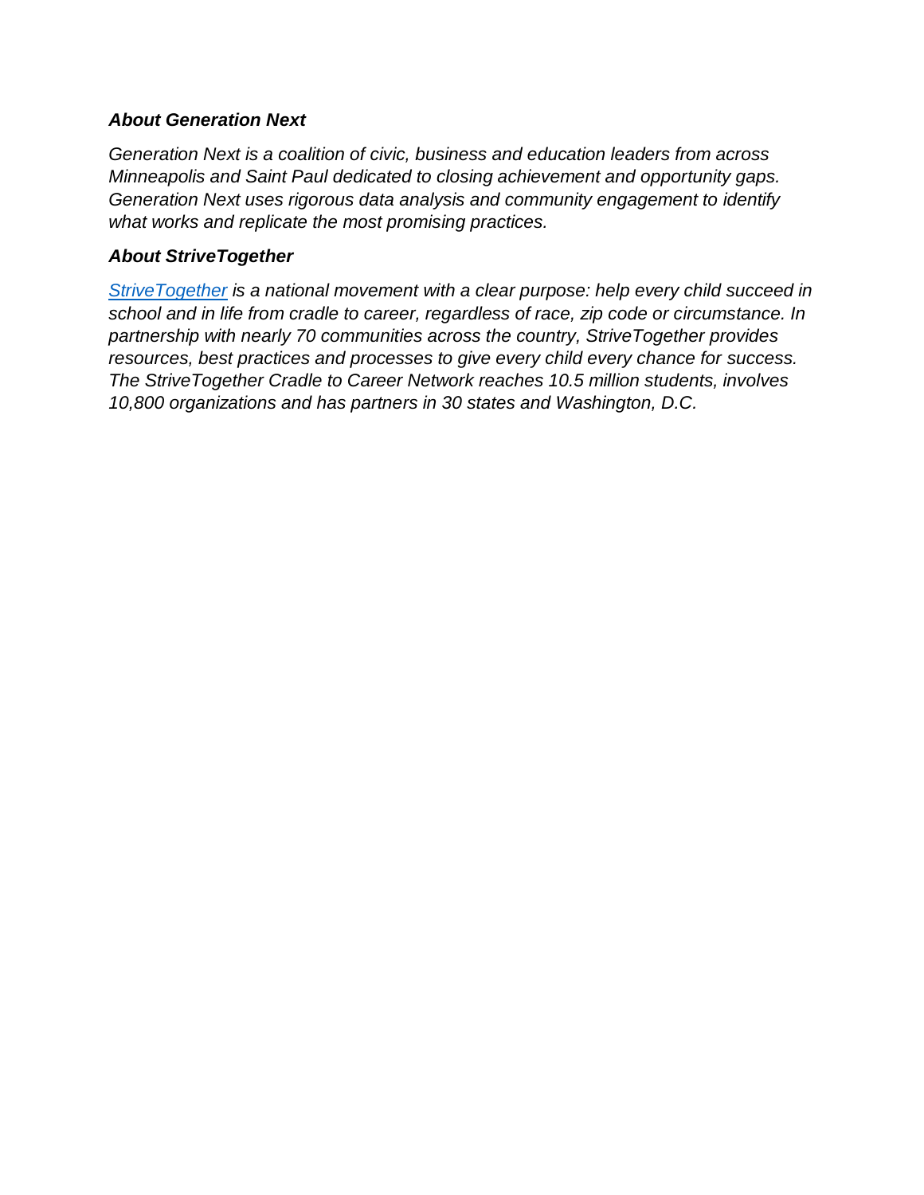***About Generation Next***

*Generation Next is a coalition of civic, business and education leaders from across Minneapolis and Saint Paul dedicated to closing achievement and opportunity gaps. Generation Next uses rigorous data analysis and community engagement to identify what works and replicate the most promising practices.*

***About StriveTogether***

*StriveTogether is a national movement with a clear purpose: help every child succeed in school and in life from cradle to career, regardless of race, zip code or circumstance. In partnership with nearly 70 communities across the country, StriveTogether provides resources, best practices and processes to give every child every chance for success. The StriveTogether Cradle to Career Network reaches 10.5 million students, involves 10,800 organizations and has partners in 30 states and Washington, D.C.*